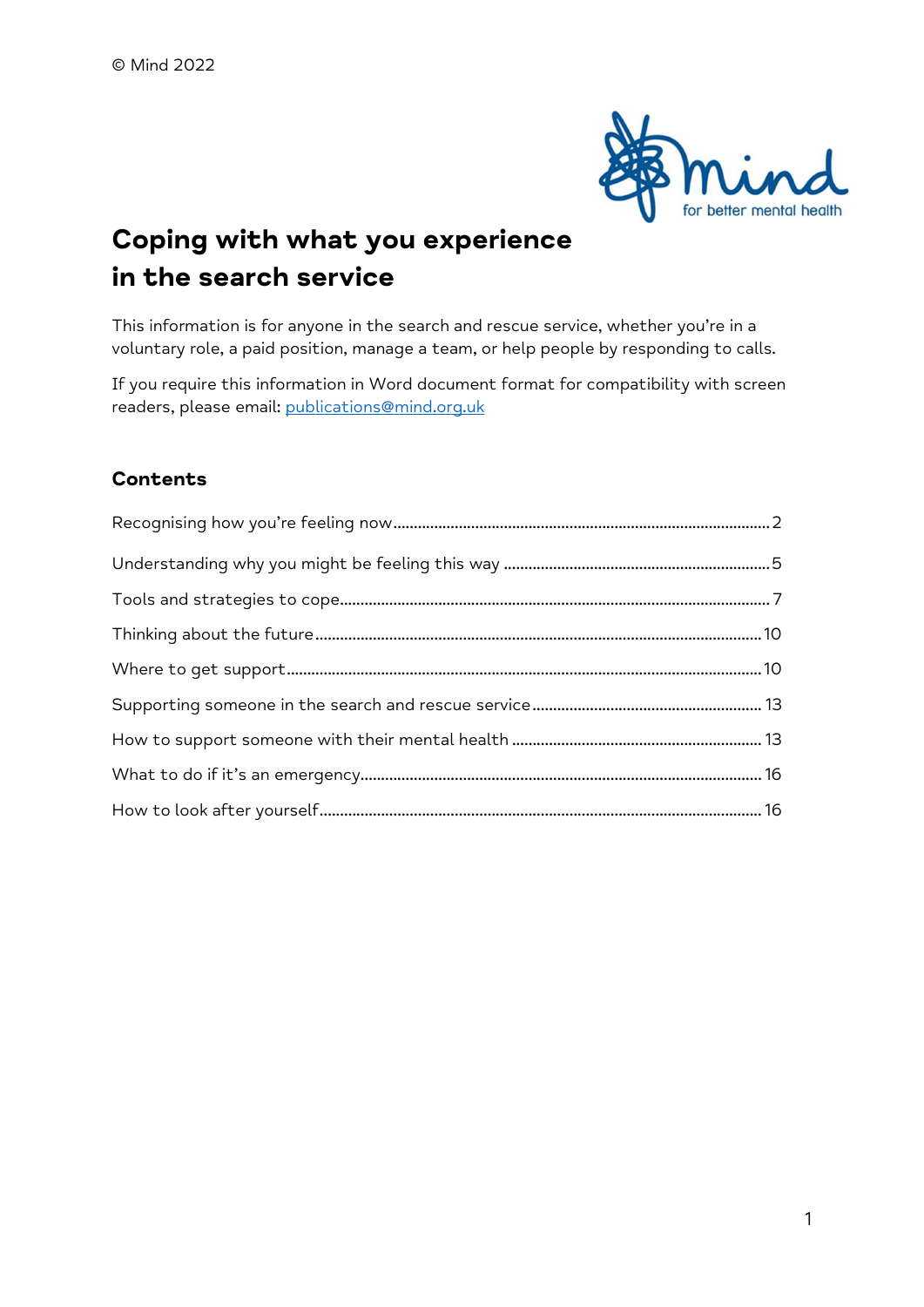© Mind 2022

# Coping with what you experience in the search service

This information is for anyone in the search and rescue service, whether you're in a voluntary role, a paid position, manage a team, or help people by responding to calls.

If you require this information in Word document format for compatibility with screen readers, please email: publications@mind.org.uk

## Contents

- Recognising how you're feeling now ..... 2
- Understanding why you might be feeling this way ..... 5
- Tools and strategies to cope ..... 7
- Thinking about the future ..... 10
- Where to get support ..... 10
- Supporting someone in the search and rescue service ..... 13
- How to support someone with their mental health ..... 13
- What to do if it's an emergency ..... 16
- How to look after yourself ..... 16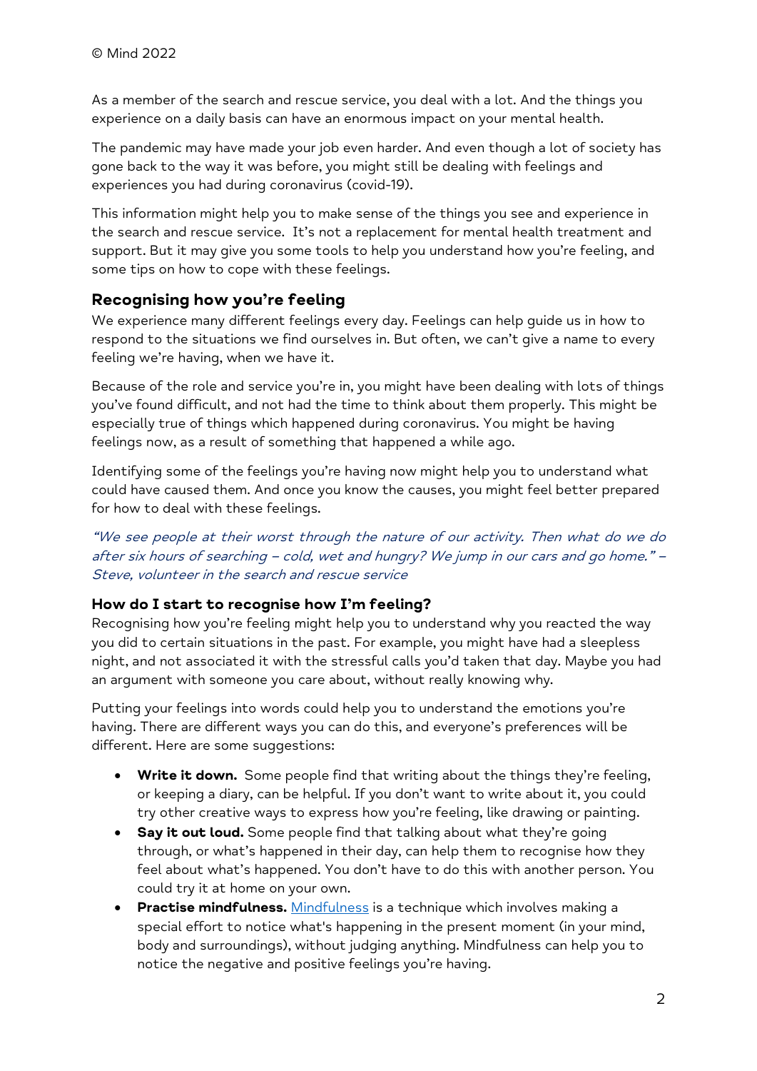© Mind 2022

As a member of the search and rescue service, you deal with a lot. And the things you experience on a daily basis can have an enormous impact on your mental health.

The pandemic may have made your job even harder. And even though a lot of society has gone back to the way it was before, you might still be dealing with feelings and experiences you had during coronavirus (covid-19).

This information might help you to make sense of the things you see and experience in the search and rescue service. It's not a replacement for mental health treatment and support. But it may give you some tools to help you understand how you're feeling, and some tips on how to cope with these feelings.

## Recognising how you're feeling

We experience many different feelings every day. Feelings can help guide us in how to respond to the situations we find ourselves in. But often, we can't give a name to every feeling we're having, when we have it.

Because of the role and service you're in, you might have been dealing with lots of things you've found difficult, and not had the time to think about them properly. This might be especially true of things which happened during coronavirus. You might be having feelings now, as a result of something that happened a while ago.

Identifying some of the feelings you're having now might help you to understand what could have caused them. And once you know the causes, you might feel better prepared for how to deal with these feelings.

*"We see people at their worst through the nature of our activity. Then what do we do after six hours of searching – cold, wet and hungry? We jump in our cars and go home." – Steve, volunteer in the search and rescue service*

### How do I start to recognise how I'm feeling?

Recognising how you're feeling might help you to understand why you reacted the way you did to certain situations in the past. For example, you might have had a sleepless night, and not associated it with the stressful calls you'd taken that day. Maybe you had an argument with someone you care about, without really knowing why.

Putting your feelings into words could help you to understand the emotions you're having. There are different ways you can do this, and everyone's preferences will be different. Here are some suggestions:

- **Write it down.** Some people find that writing about the things they're feeling, or keeping a diary, can be helpful. If you don't want to write about it, you could try other creative ways to express how you're feeling, like drawing or painting.
- **Say it out loud.** Some people find that talking about what they're going through, or what's happened in their day, can help them to recognise how they feel about what's happened. You don't have to do this with another person. You could try it at home on your own.
- **Practise mindfulness.** Mindfulness is a technique which involves making a special effort to notice what's happening in the present moment (in your mind, body and surroundings), without judging anything. Mindfulness can help you to notice the negative and positive feelings you're having.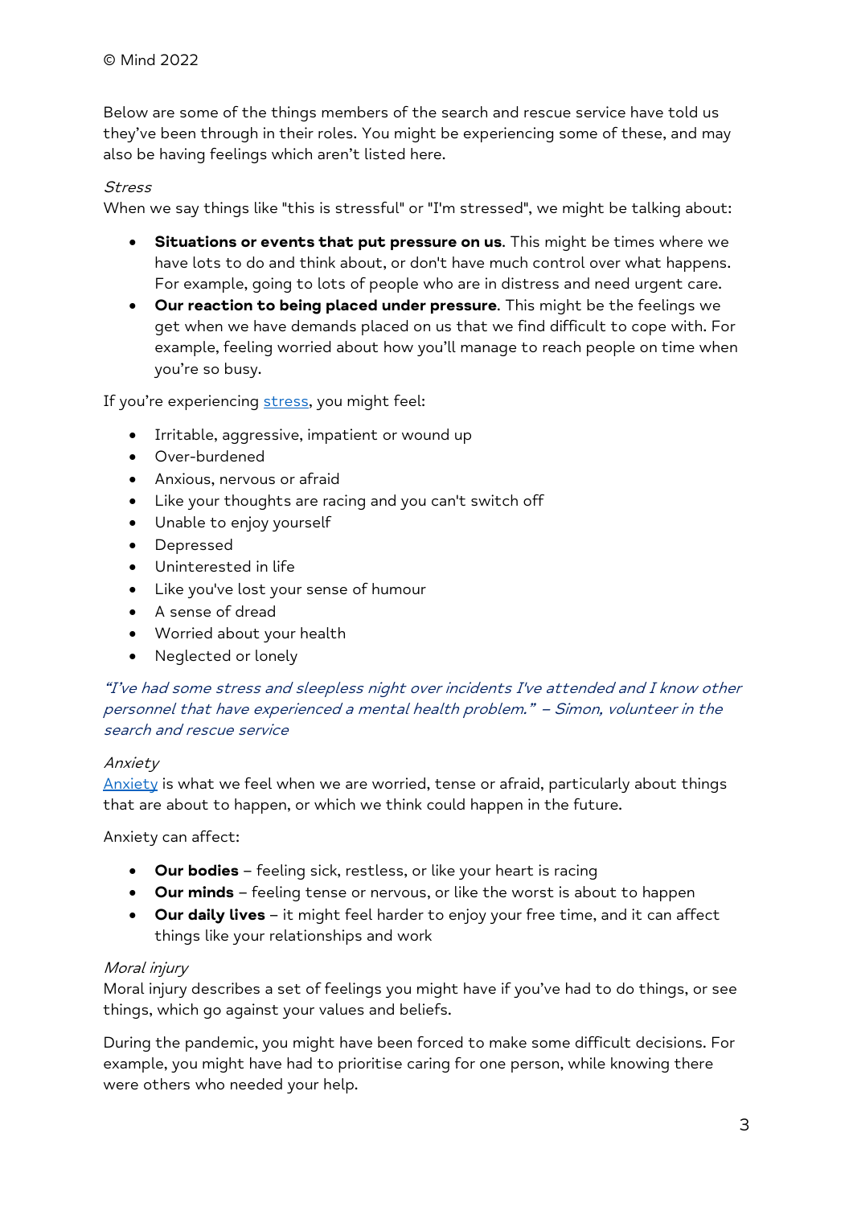© Mind 2022

Below are some of the things members of the search and rescue service have told us they've been through in their roles. You might be experiencing some of these, and may also be having feelings which aren't listed here.

*Stress*

When we say things like "this is stressful" or "I'm stressed", we might be talking about:

- **Situations or events that put pressure on us**. This might be times where we have lots to do and think about, or don't have much control over what happens. For example, going to lots of people who are in distress and need urgent care.
- **Our reaction to being placed under pressure**. This might be the feelings we get when we have demands placed on us that we find difficult to cope with. For example, feeling worried about how you'll manage to reach people on time when you're so busy.

If you're experiencing [stress](), you might feel:

- Irritable, aggressive, impatient or wound up
- Over-burdened
- Anxious, nervous or afraid
- Like your thoughts are racing and you can't switch off
- Unable to enjoy yourself
- Depressed
- Uninterested in life
- Like you've lost your sense of humour
- A sense of dread
- Worried about your health
- Neglected or lonely

*"I've had some stress and sleepless night over incidents I've attended and I know other personnel that have experienced a mental health problem." – Simon, volunteer in the search and rescue service*

*Anxiety*

[Anxiety]() is what we feel when we are worried, tense or afraid, particularly about things that are about to happen, or which we think could happen in the future.

Anxiety can affect:

- **Our bodies** – feeling sick, restless, or like your heart is racing
- **Our minds** – feeling tense or nervous, or like the worst is about to happen
- **Our daily lives** – it might feel harder to enjoy your free time, and it can affect things like your relationships and work

*Moral injury*

Moral injury describes a set of feelings you might have if you've had to do things, or see things, which go against your values and beliefs.

During the pandemic, you might have been forced to make some difficult decisions. For example, you might have had to prioritise caring for one person, while knowing there were others who needed your help.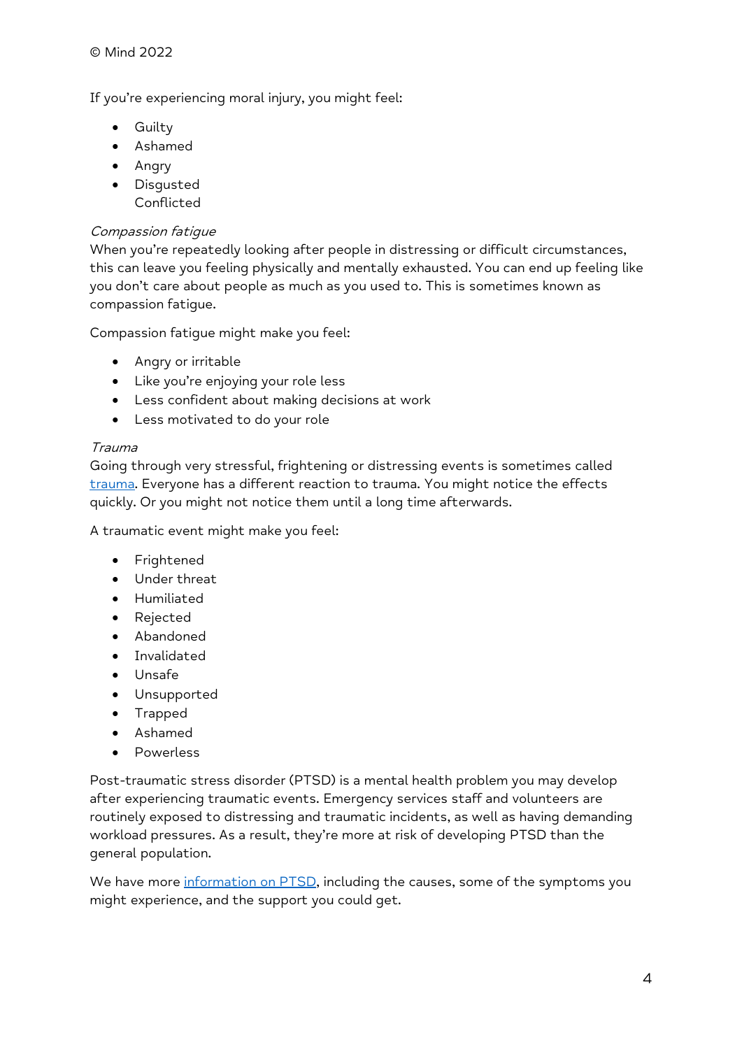If you're experiencing moral injury, you might feel:

- Guilty
- Ashamed
- Angry
- Disgusted
- Conflicted

*Compassion fatigue*

When you're repeatedly looking after people in distressing or difficult circumstances, this can leave you feeling physically and mentally exhausted. You can end up feeling like you don't care about people as much as you used to. This is sometimes known as compassion fatigue.

Compassion fatigue might make you feel:

- Angry or irritable
- Like you're enjoying your role less
- Less confident about making decisions at work
- Less motivated to do your role

*Trauma*

Going through very stressful, frightening or distressing events is sometimes called trauma. Everyone has a different reaction to trauma. You might notice the effects quickly. Or you might not notice them until a long time afterwards.

A traumatic event might make you feel:

- Frightened
- Under threat
- Humiliated
- Rejected
- Abandoned
- Invalidated
- Unsafe
- Unsupported
- Trapped
- Ashamed
- Powerless

Post-traumatic stress disorder (PTSD) is a mental health problem you may develop after experiencing traumatic events. Emergency services staff and volunteers are routinely exposed to distressing and traumatic incidents, as well as having demanding workload pressures. As a result, they're more at risk of developing PTSD than the general population.

We have more information on PTSD, including the causes, some of the symptoms you might experience, and the support you could get.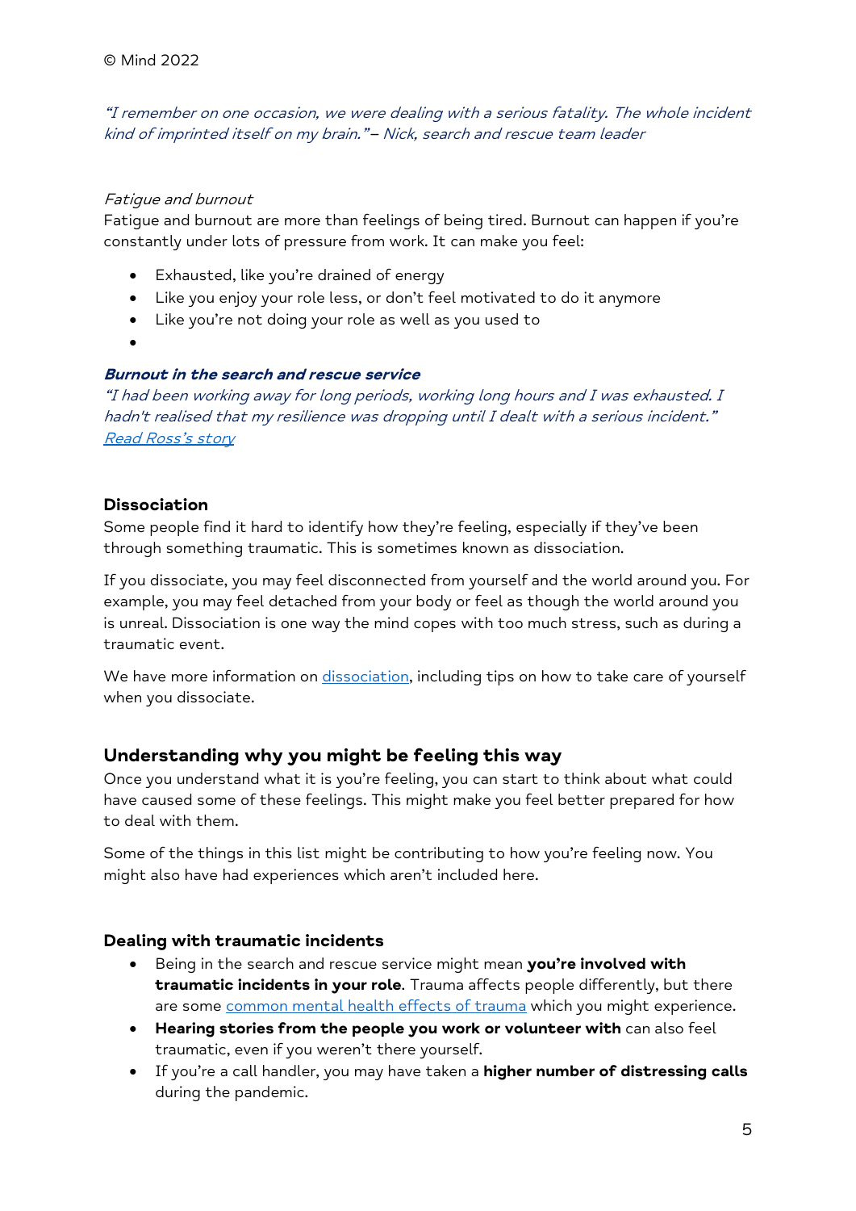© Mind 2022

*"I remember on one occasion, we were dealing with a serious fatality. The whole incident kind of imprinted itself on my brain." – Nick, search and rescue team leader*

*Fatigue and burnout*

Fatigue and burnout are more than feelings of being tired. Burnout can happen if you're constantly under lots of pressure from work. It can make you feel:

- Exhausted, like you're drained of energy
- Like you enjoy your role less, or don't feel motivated to do it anymore
- Like you're not doing your role as well as you used to

***Burnout in the search and rescue service***

*"I had been working away for long periods, working long hours and I was exhausted. I hadn't realised that my resilience was dropping until I dealt with a serious incident."*

*Read Ross's story*

**Dissociation**

Some people find it hard to identify how they're feeling, especially if they've been through something traumatic. This is sometimes known as dissociation.

If you dissociate, you may feel disconnected from yourself and the world around you. For example, you may feel detached from your body or feel as though the world around you is unreal. Dissociation is one way the mind copes with too much stress, such as during a traumatic event.

We have more information on dissociation, including tips on how to take care of yourself when you dissociate.

## Understanding why you might be feeling this way

Once you understand what it is you're feeling, you can start to think about what could have caused some of these feelings. This might make you feel better prepared for how to deal with them.

Some of the things in this list might be contributing to how you're feeling now. You might also have had experiences which aren't included here.

### Dealing with traumatic incidents

- Being in the search and rescue service might mean **you're involved with traumatic incidents in your role**. Trauma affects people differently, but there are some common mental health effects of trauma which you might experience.
- **Hearing stories from the people you work or volunteer with** can also feel traumatic, even if you weren't there yourself.
- If you're a call handler, you may have taken a **higher number of distressing calls** during the pandemic.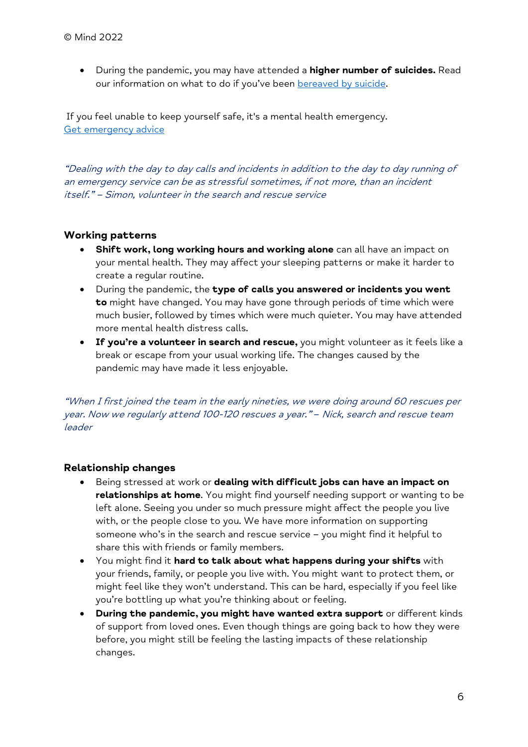- During the pandemic, you may have attended a **higher number of suicides.** Read our information on what to do if you've been [bereaved by suicide](#).

If you feel unable to keep yourself safe, it's a mental health emergency.
[Get emergency advice](#)

*"Dealing with the day to day calls and incidents in addition to the day to day running of an emergency service can be as stressful sometimes, if not more, than an incident itself." – Simon, volunteer in the search and rescue service*

### Working patterns

- **Shift work, long working hours and working alone** can all have an impact on your mental health. They may affect your sleeping patterns or make it harder to create a regular routine.
- During the pandemic, the **type of calls you answered or incidents you went to** might have changed. You may have gone through periods of time which were much busier, followed by times which were much quieter. You may have attended more mental health distress calls.
- **If you're a volunteer in search and rescue,** you might volunteer as it feels like a break or escape from your usual working life. The changes caused by the pandemic may have made it less enjoyable.

*"When I first joined the team in the early nineties, we were doing around 60 rescues per year. Now we regularly attend 100-120 rescues a year." – Nick, search and rescue team leader*

### Relationship changes

- Being stressed at work or **dealing with difficult jobs can have an impact on relationships at home**. You might find yourself needing support or wanting to be left alone. Seeing you under so much pressure might affect the people you live with, or the people close to you. We have more information on supporting someone who's in the search and rescue service – you might find it helpful to share this with friends or family members.
- You might find it **hard to talk about what happens during your shifts** with your friends, family, or people you live with. You might want to protect them, or might feel like they won't understand. This can be hard, especially if you feel like you're bottling up what you're thinking about or feeling.
- **During the pandemic, you might have wanted extra support** or different kinds of support from loved ones. Even though things are going back to how they were before, you might still be feeling the lasting impacts of these relationship changes.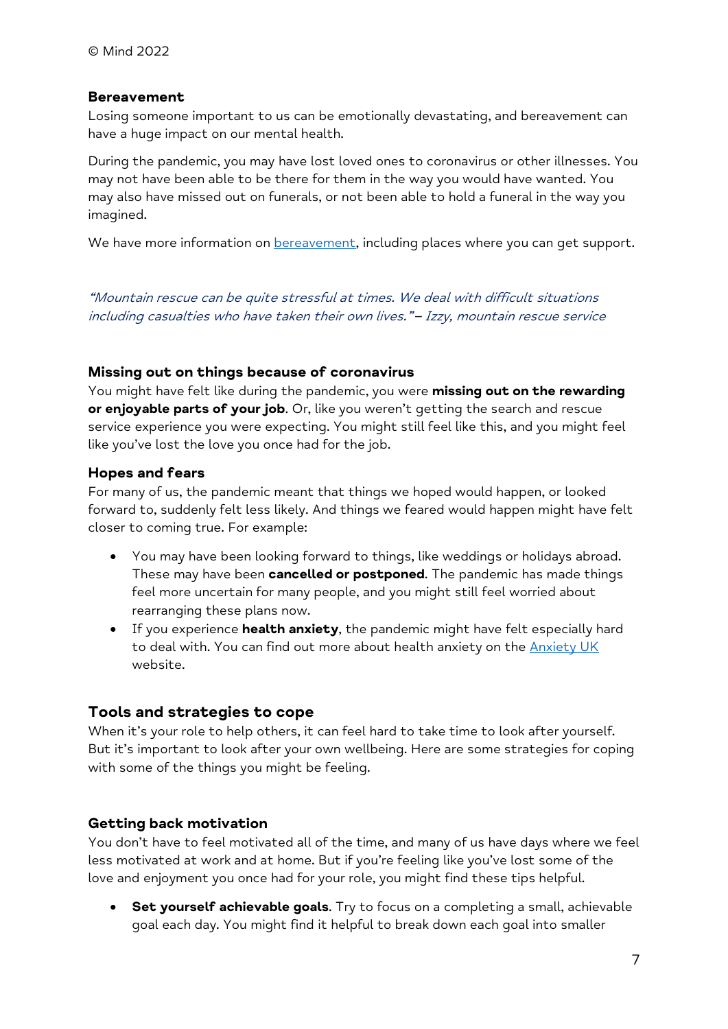### Bereavement

Losing someone important to us can be emotionally devastating, and bereavement can have a huge impact on our mental health.

During the pandemic, you may have lost loved ones to coronavirus or other illnesses. You may not have been able to be there for them in the way you would have wanted. You may also have missed out on funerals, or not been able to hold a funeral in the way you imagined.

We have more information on [bereavement](), including places where you can get support.

*"Mountain rescue can be quite stressful at times. We deal with difficult situations including casualties who have taken their own lives."* – *Izzy, mountain rescue service*

### Missing out on things because of coronavirus

You might have felt like during the pandemic, you were **missing out on the rewarding or enjoyable parts of your job**. Or, like you weren't getting the search and rescue service experience you were expecting. You might still feel like this, and you might feel like you've lost the love you once had for the job.

### Hopes and fears

For many of us, the pandemic meant that things we hoped would happen, or looked forward to, suddenly felt less likely. And things we feared would happen might have felt closer to coming true. For example:

- You may have been looking forward to things, like weddings or holidays abroad. These may have been **cancelled or postponed**. The pandemic has made things feel more uncertain for many people, and you might still feel worried about rearranging these plans now.
- If you experience **health anxiety**, the pandemic might have felt especially hard to deal with. You can find out more about health anxiety on the [Anxiety UK]() website.

## Tools and strategies to cope

When it's your role to help others, it can feel hard to take time to look after yourself. But it's important to look after your own wellbeing. Here are some strategies for coping with some of the things you might be feeling.

### Getting back motivation

You don't have to feel motivated all of the time, and many of us have days where we feel less motivated at work and at home. But if you're feeling like you've lost some of the love and enjoyment you once had for your role, you might find these tips helpful.

- **Set yourself achievable goals**. Try to focus on a completing a small, achievable goal each day. You might find it helpful to break down each goal into smaller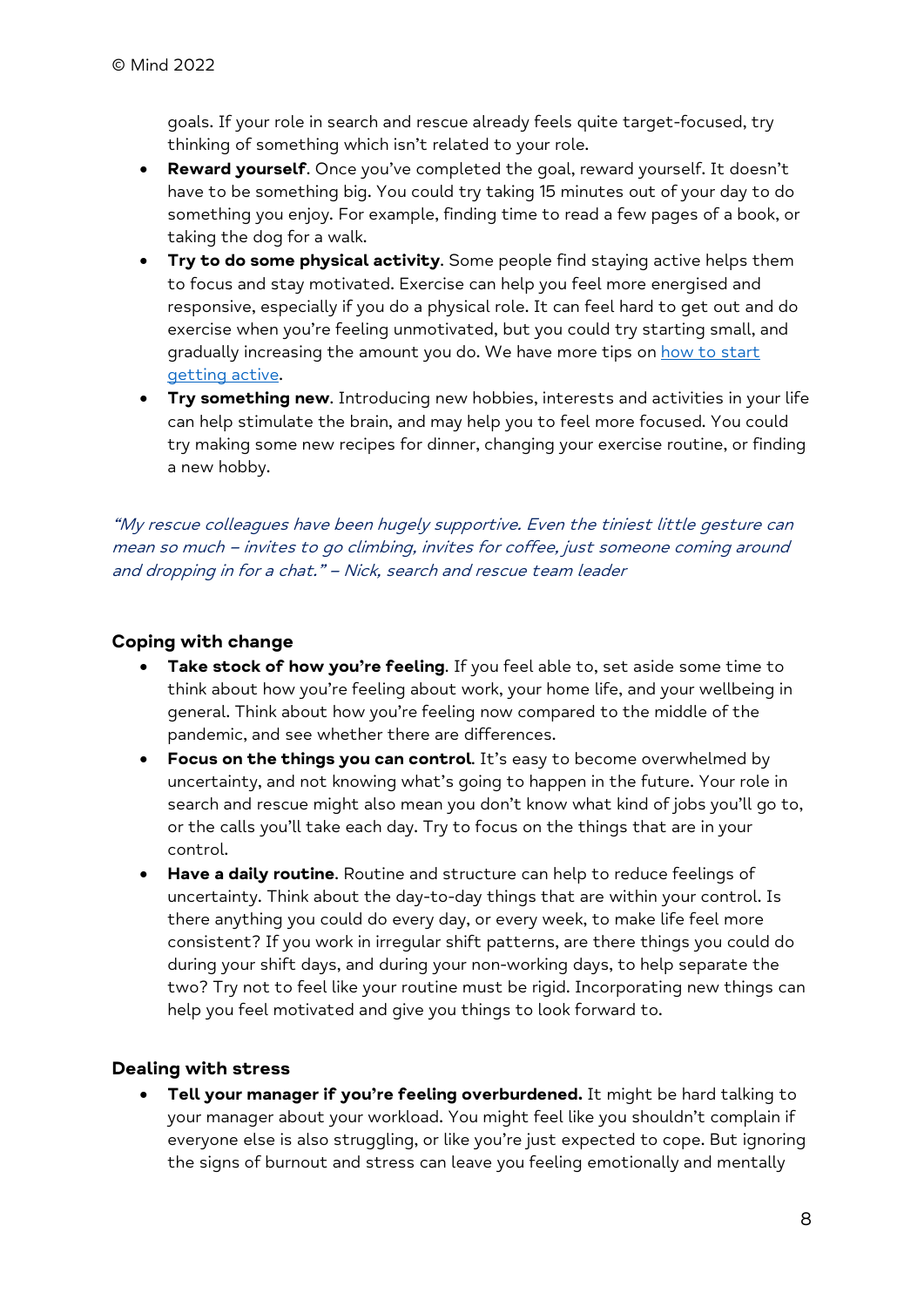goals. If your role in search and rescue already feels quite target-focused, try thinking of something which isn't related to your role.

- **Reward yourself**. Once you've completed the goal, reward yourself. It doesn't have to be something big. You could try taking 15 minutes out of your day to do something you enjoy. For example, finding time to read a few pages of a book, or taking the dog for a walk.
- **Try to do some physical activity**. Some people find staying active helps them to focus and stay motivated. Exercise can help you feel more energised and responsive, especially if you do a physical role. It can feel hard to get out and do exercise when you're feeling unmotivated, but you could try starting small, and gradually increasing the amount you do. We have more tips on how to start getting active.
- **Try something new**. Introducing new hobbies, interests and activities in your life can help stimulate the brain, and may help you to feel more focused. You could try making some new recipes for dinner, changing your exercise routine, or finding a new hobby.

*"My rescue colleagues have been hugely supportive. Even the tiniest little gesture can mean so much – invites to go climbing, invites for coffee, just someone coming around and dropping in for a chat." – Nick, search and rescue team leader*

### Coping with change

- **Take stock of how you're feeling**. If you feel able to, set aside some time to think about how you're feeling about work, your home life, and your wellbeing in general. Think about how you're feeling now compared to the middle of the pandemic, and see whether there are differences.
- **Focus on the things you can control**. It's easy to become overwhelmed by uncertainty, and not knowing what's going to happen in the future. Your role in search and rescue might also mean you don't know what kind of jobs you'll go to, or the calls you'll take each day. Try to focus on the things that are in your control.
- **Have a daily routine**. Routine and structure can help to reduce feelings of uncertainty. Think about the day-to-day things that are within your control. Is there anything you could do every day, or every week, to make life feel more consistent? If you work in irregular shift patterns, are there things you could do during your shift days, and during your non-working days, to help separate the two? Try not to feel like your routine must be rigid. Incorporating new things can help you feel motivated and give you things to look forward to.

### Dealing with stress

- **Tell your manager if you're feeling overburdened.** It might be hard talking to your manager about your workload. You might feel like you shouldn't complain if everyone else is also struggling, or like you're just expected to cope. But ignoring the signs of burnout and stress can leave you feeling emotionally and mentally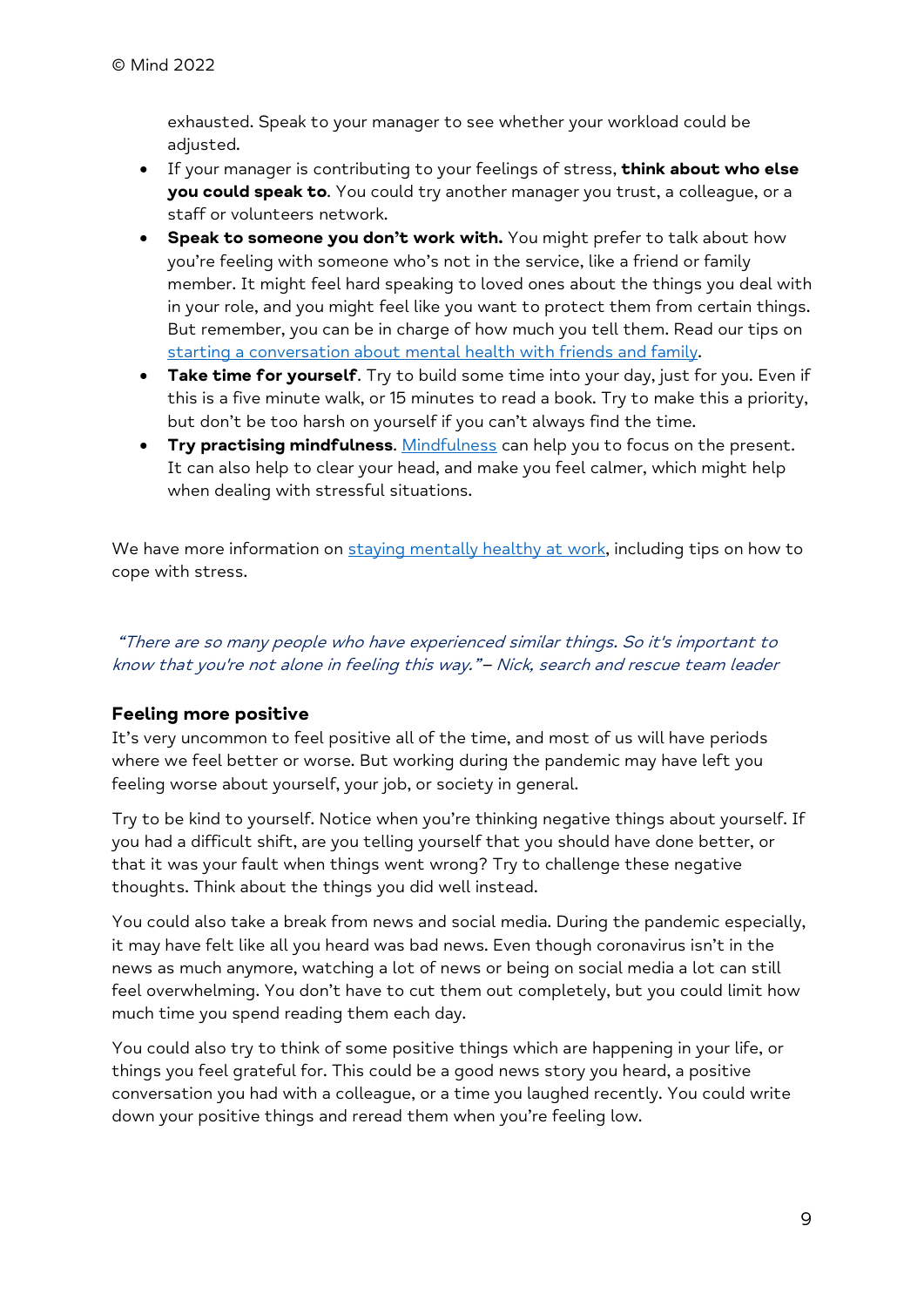exhausted. Speak to your manager to see whether your workload could be adjusted.

- If your manager is contributing to your feelings of stress, **think about who else you could speak to**. You could try another manager you trust, a colleague, or a staff or volunteers network.
- **Speak to someone you don't work with.** You might prefer to talk about how you're feeling with someone who's not in the service, like a friend or family member. It might feel hard speaking to loved ones about the things you deal with in your role, and you might feel like you want to protect them from certain things. But remember, you can be in charge of how much you tell them. Read our tips on starting a conversation about mental health with friends and family.
- **Take time for yourself**. Try to build some time into your day, just for you. Even if this is a five minute walk, or 15 minutes to read a book. Try to make this a priority, but don't be too harsh on yourself if you can't always find the time.
- **Try practising mindfulness**. Mindfulness can help you to focus on the present. It can also help to clear your head, and make you feel calmer, which might help when dealing with stressful situations.

We have more information on staying mentally healthy at work, including tips on how to cope with stress.

*"There are so many people who have experienced similar things. So it's important to know that you're not alone in feeling this way." – Nick, search and rescue team leader*

### Feeling more positive

It's very uncommon to feel positive all of the time, and most of us will have periods where we feel better or worse. But working during the pandemic may have left you feeling worse about yourself, your job, or society in general.

Try to be kind to yourself. Notice when you're thinking negative things about yourself. If you had a difficult shift, are you telling yourself that you should have done better, or that it was your fault when things went wrong? Try to challenge these negative thoughts. Think about the things you did well instead.

You could also take a break from news and social media. During the pandemic especially, it may have felt like all you heard was bad news. Even though coronavirus isn't in the news as much anymore, watching a lot of news or being on social media a lot can still feel overwhelming. You don't have to cut them out completely, but you could limit how much time you spend reading them each day.

You could also try to think of some positive things which are happening in your life, or things you feel grateful for. This could be a good news story you heard, a positive conversation you had with a colleague, or a time you laughed recently. You could write down your positive things and reread them when you're feeling low.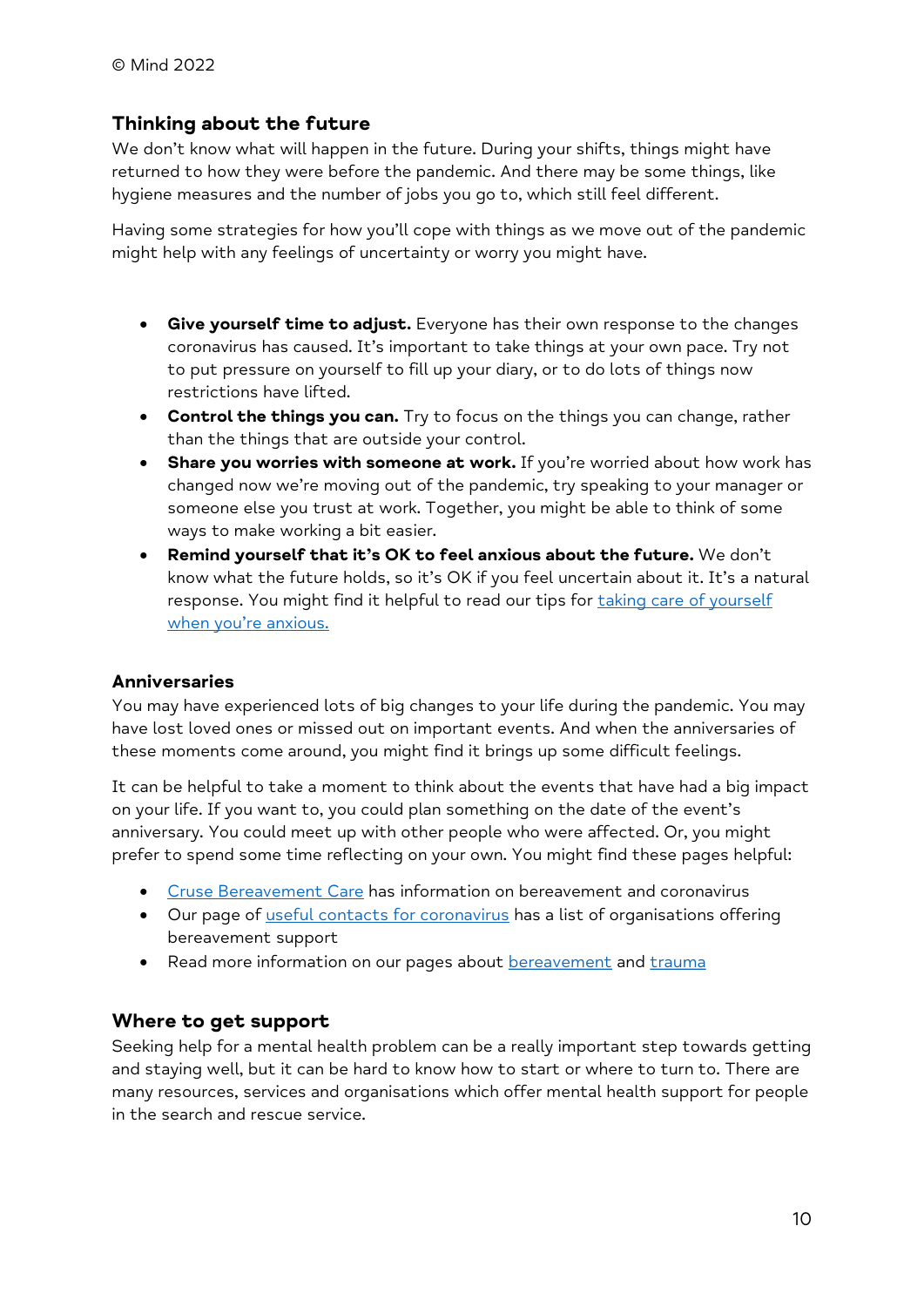© Mind 2022

## Thinking about the future

We don't know what will happen in the future. During your shifts, things might have returned to how they were before the pandemic. And there may be some things, like hygiene measures and the number of jobs you go to, which still feel different.

Having some strategies for how you'll cope with things as we move out of the pandemic might help with any feelings of uncertainty or worry you might have.

- **Give yourself time to adjust.** Everyone has their own response to the changes coronavirus has caused. It's important to take things at your own pace. Try not to put pressure on yourself to fill up your diary, or to do lots of things now restrictions have lifted.
- **Control the things you can.** Try to focus on the things you can change, rather than the things that are outside your control.
- **Share you worries with someone at work.** If you're worried about how work has changed now we're moving out of the pandemic, try speaking to your manager or someone else you trust at work. Together, you might be able to think of some ways to make working a bit easier.
- **Remind yourself that it's OK to feel anxious about the future.** We don't know what the future holds, so it's OK if you feel uncertain about it. It's a natural response. You might find it helpful to read our tips for taking care of yourself when you're anxious.

### Anniversaries

You may have experienced lots of big changes to your life during the pandemic. You may have lost loved ones or missed out on important events. And when the anniversaries of these moments come around, you might find it brings up some difficult feelings.

It can be helpful to take a moment to think about the events that have had a big impact on your life. If you want to, you could plan something on the date of the event's anniversary. You could meet up with other people who were affected. Or, you might prefer to spend some time reflecting on your own. You might find these pages helpful:

- Cruse Bereavement Care has information on bereavement and coronavirus
- Our page of useful contacts for coronavirus has a list of organisations offering bereavement support
- Read more information on our pages about bereavement and trauma

## Where to get support

Seeking help for a mental health problem can be a really important step towards getting and staying well, but it can be hard to know how to start or where to turn to. There are many resources, services and organisations which offer mental health support for people in the search and rescue service.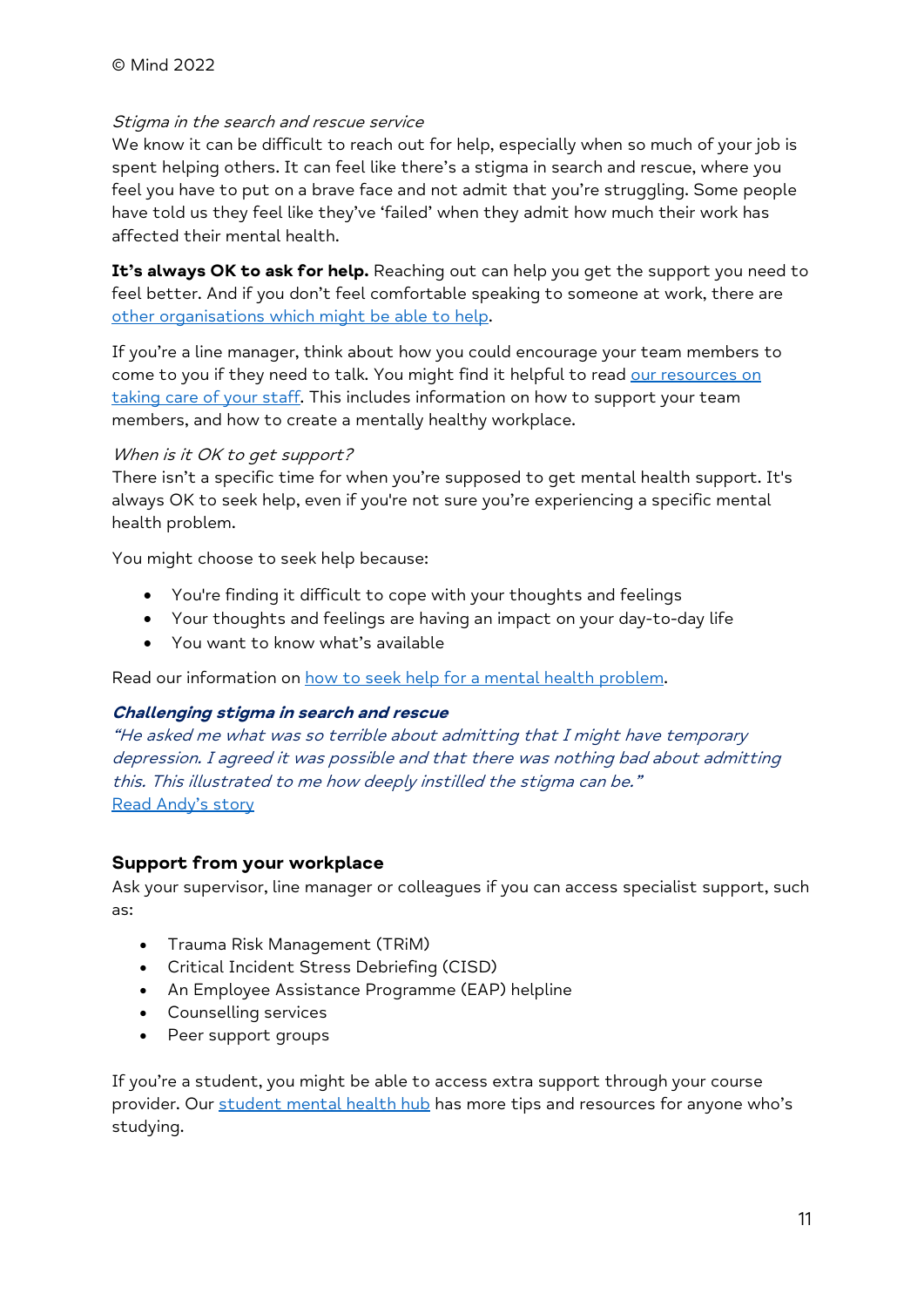*Stigma in the search and rescue service*

We know it can be difficult to reach out for help, especially when so much of your job is spent helping others. It can feel like there's a stigma in search and rescue, where you feel you have to put on a brave face and not admit that you're struggling. Some people have told us they feel like they've 'failed' when they admit how much their work has affected their mental health.

**It's always OK to ask for help.** Reaching out can help you get the support you need to feel better. And if you don't feel comfortable speaking to someone at work, there are other organisations which might be able to help.

If you're a line manager, think about how you could encourage your team members to come to you if they need to talk. You might find it helpful to read our resources on taking care of your staff. This includes information on how to support your team members, and how to create a mentally healthy workplace.

*When is it OK to get support?*

There isn't a specific time for when you're supposed to get mental health support. It's always OK to seek help, even if you're not sure you're experiencing a specific mental health problem.

You might choose to seek help because:

- You're finding it difficult to cope with your thoughts and feelings
- Your thoughts and feelings are having an impact on your day-to-day life
- You want to know what's available

Read our information on how to seek help for a mental health problem.

***Challenging stigma in search and rescue***

*"He asked me what was so terrible about admitting that I might have temporary depression. I agreed it was possible and that there was nothing bad about admitting this. This illustrated to me how deeply instilled the stigma can be."*

Read Andy's story

### Support from your workplace

Ask your supervisor, line manager or colleagues if you can access specialist support, such as:

- Trauma Risk Management (TRiM)
- Critical Incident Stress Debriefing (CISD)
- An Employee Assistance Programme (EAP) helpline
- Counselling services
- Peer support groups

If you're a student, you might be able to access extra support through your course provider. Our student mental health hub has more tips and resources for anyone who's studying.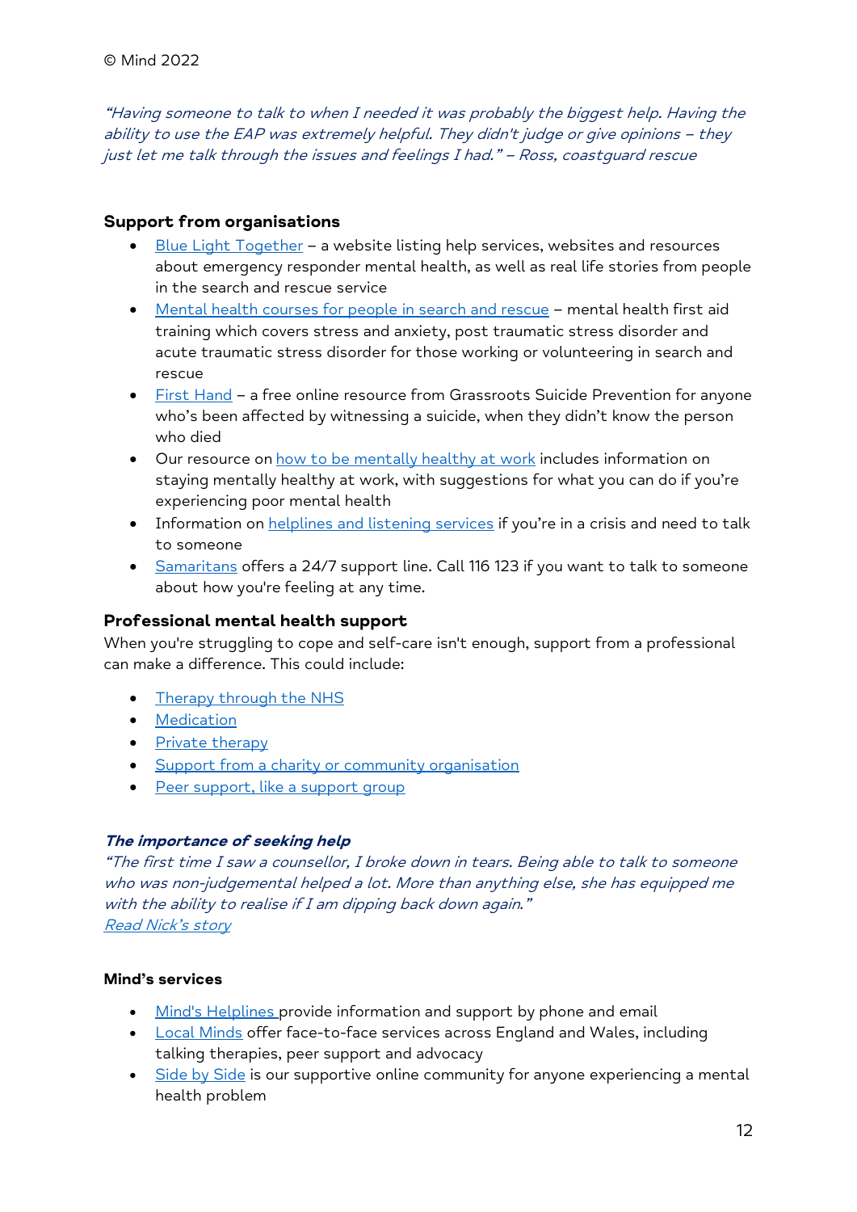© Mind 2022

*"Having someone to talk to when I needed it was probably the biggest help. Having the ability to use the EAP was extremely helpful. They didn't judge or give opinions – they just let me talk through the issues and feelings I had." – Ross, coastguard rescue*

### Support from organisations

- Blue Light Together – a website listing help services, websites and resources about emergency responder mental health, as well as real life stories from people in the search and rescue service
- Mental health courses for people in search and rescue – mental health first aid training which covers stress and anxiety, post traumatic stress disorder and acute traumatic stress disorder for those working or volunteering in search and rescue
- First Hand – a free online resource from Grassroots Suicide Prevention for anyone who's been affected by witnessing a suicide, when they didn't know the person who died
- Our resource on how to be mentally healthy at work includes information on staying mentally healthy at work, with suggestions for what you can do if you're experiencing poor mental health
- Information on helplines and listening services if you're in a crisis and need to talk to someone
- Samaritans offers a 24/7 support line. Call 116 123 if you want to talk to someone about how you're feeling at any time.

### Professional mental health support

When you're struggling to cope and self-care isn't enough, support from a professional can make a difference. This could include:

- Therapy through the NHS
- Medication
- Private therapy
- Support from a charity or community organisation
- Peer support, like a support group

***The importance of seeking help***

*"The first time I saw a counsellor, I broke down in tears. Being able to talk to someone who was non-judgemental helped a lot. More than anything else, she has equipped me with the ability to realise if I am dipping back down again."*
*Read Nick's story*

#### Mind's services

- Mind's Helplines provide information and support by phone and email
- Local Minds offer face-to-face services across England and Wales, including talking therapies, peer support and advocacy
- Side by Side is our supportive online community for anyone experiencing a mental health problem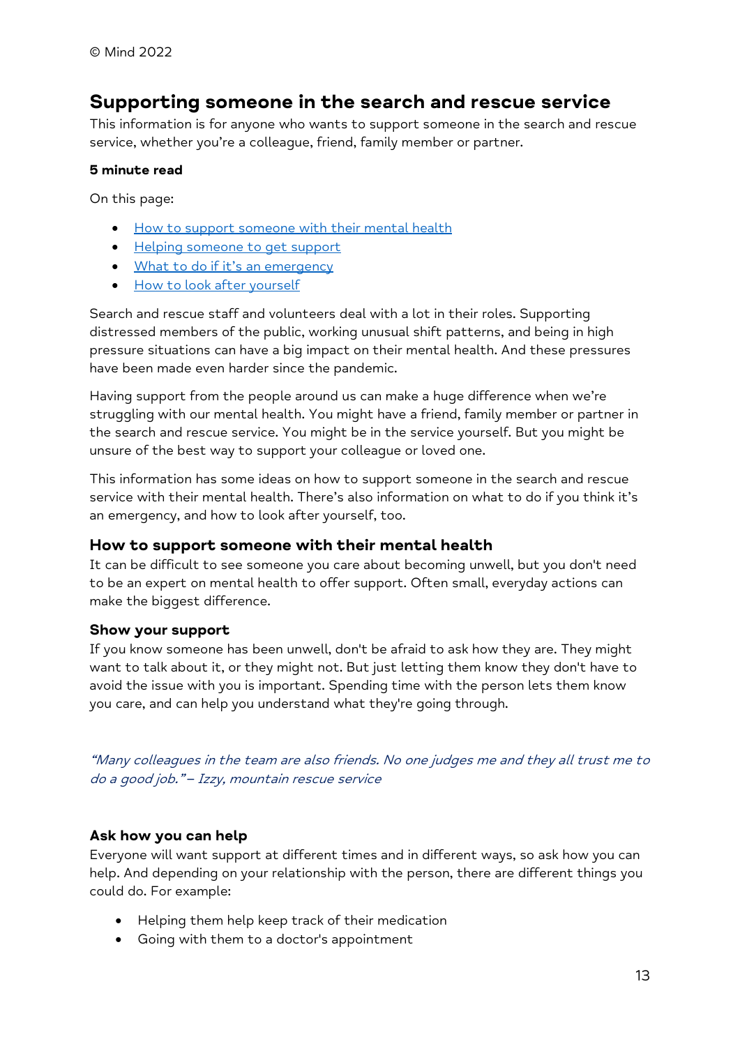© Mind 2022

## Supporting someone in the search and rescue service

This information is for anyone who wants to support someone in the search and rescue service, whether you're a colleague, friend, family member or partner.

**5 minute read**

On this page:

- How to support someone with their mental health
- Helping someone to get support
- What to do if it's an emergency
- How to look after yourself

Search and rescue staff and volunteers deal with a lot in their roles. Supporting distressed members of the public, working unusual shift patterns, and being in high pressure situations can have a big impact on their mental health. And these pressures have been made even harder since the pandemic.

Having support from the people around us can make a huge difference when we're struggling with our mental health. You might have a friend, family member or partner in the search and rescue service. You might be in the service yourself. But you might be unsure of the best way to support your colleague or loved one.

This information has some ideas on how to support someone in the search and rescue service with their mental health. There's also information on what to do if you think it's an emergency, and how to look after yourself, too.

### How to support someone with their mental health

It can be difficult to see someone you care about becoming unwell, but you don't need to be an expert on mental health to offer support. Often small, everyday actions can make the biggest difference.

#### Show your support

If you know someone has been unwell, don't be afraid to ask how they are. They might want to talk about it, or they might not. But just letting them know they don't have to avoid the issue with you is important. Spending time with the person lets them know you care, and can help you understand what they're going through.

*"Many colleagues in the team are also friends. No one judges me and they all trust me to do a good job." – Izzy, mountain rescue service*

#### Ask how you can help

Everyone will want support at different times and in different ways, so ask how you can help. And depending on your relationship with the person, there are different things you could do. For example:

- Helping them help keep track of their medication
- Going with them to a doctor's appointment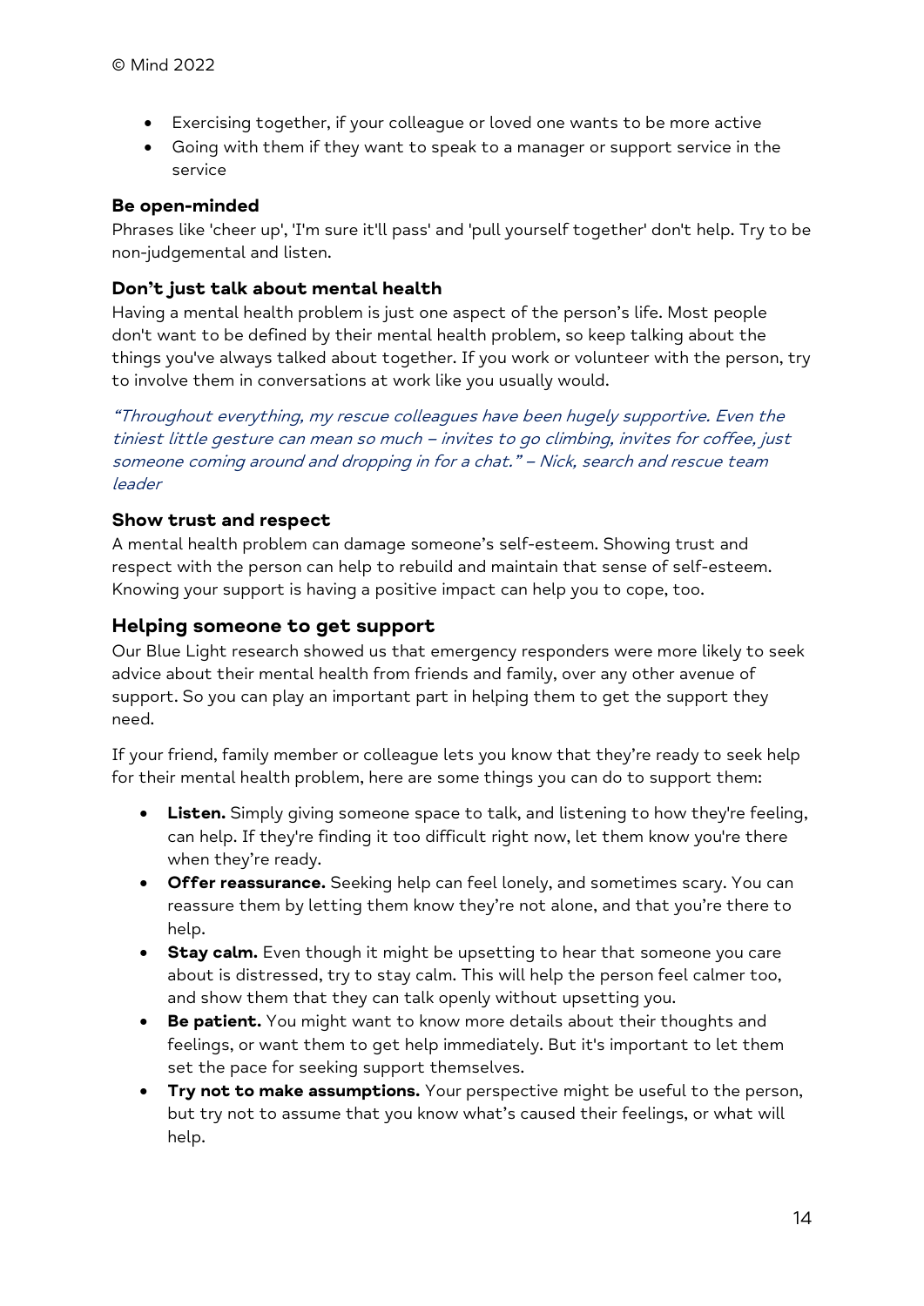- Exercising together, if your colleague or loved one wants to be more active
- Going with them if they want to speak to a manager or support service in the service

### Be open-minded

Phrases like 'cheer up', 'I'm sure it'll pass' and 'pull yourself together' don't help. Try to be non-judgemental and listen.

### Don't just talk about mental health

Having a mental health problem is just one aspect of the person's life. Most people don't want to be defined by their mental health problem, so keep talking about the things you've always talked about together. If you work or volunteer with the person, try to involve them in conversations at work like you usually would.

*"Throughout everything, my rescue colleagues have been hugely supportive. Even the tiniest little gesture can mean so much – invites to go climbing, invites for coffee, just someone coming around and dropping in for a chat." – Nick, search and rescue team leader*

### Show trust and respect

A mental health problem can damage someone's self-esteem. Showing trust and respect with the person can help to rebuild and maintain that sense of self-esteem. Knowing your support is having a positive impact can help you to cope, too.

## Helping someone to get support

Our Blue Light research showed us that emergency responders were more likely to seek advice about their mental health from friends and family, over any other avenue of support. So you can play an important part in helping them to get the support they need.

If your friend, family member or colleague lets you know that they're ready to seek help for their mental health problem, here are some things you can do to support them:

- **Listen.** Simply giving someone space to talk, and listening to how they're feeling, can help. If they're finding it too difficult right now, let them know you're there when they're ready.
- **Offer reassurance.** Seeking help can feel lonely, and sometimes scary. You can reassure them by letting them know they're not alone, and that you're there to help.
- **Stay calm.** Even though it might be upsetting to hear that someone you care about is distressed, try to stay calm. This will help the person feel calmer too, and show them that they can talk openly without upsetting you.
- **Be patient.** You might want to know more details about their thoughts and feelings, or want them to get help immediately. But it's important to let them set the pace for seeking support themselves.
- **Try not to make assumptions.** Your perspective might be useful to the person, but try not to assume that you know what's caused their feelings, or what will help.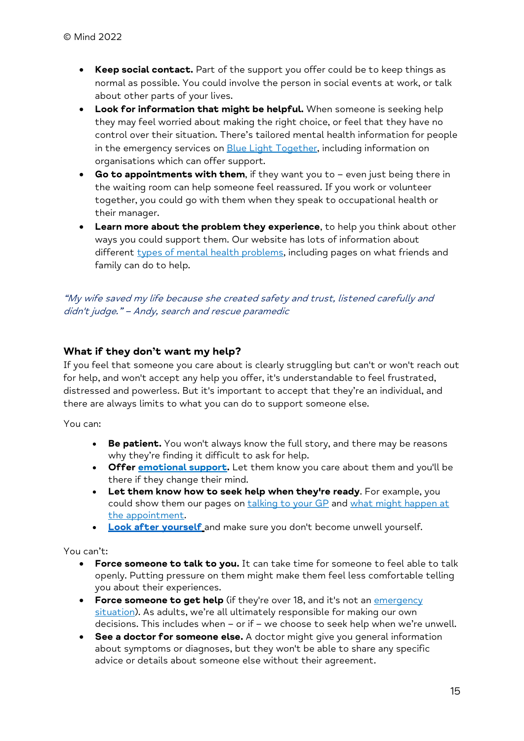- **Keep social contact.** Part of the support you offer could be to keep things as normal as possible. You could involve the person in social events at work, or talk about other parts of your lives.
- **Look for information that might be helpful.** When someone is seeking help they may feel worried about making the right choice, or feel that they have no control over their situation. There's tailored mental health information for people in the emergency services on Blue Light Together, including information on organisations which can offer support.
- **Go to appointments with them**, if they want you to – even just being there in the waiting room can help someone feel reassured. If you work or volunteer together, you could go with them when they speak to occupational health or their manager.
- **Learn more about the problem they experience**, to help you think about other ways you could support them. Our website has lots of information about different types of mental health problems, including pages on what friends and family can do to help.

*"My wife saved my life because she created safety and trust, listened carefully and didn't judge." – Andy, search and rescue paramedic*

### What if they don't want my help?

If you feel that someone you care about is clearly struggling but can't or won't reach out for help, and won't accept any help you offer, it's understandable to feel frustrated, distressed and powerless. But it's important to accept that they're an individual, and there are always limits to what you can do to support someone else.

You can:

- **Be patient.** You won't always know the full story, and there may be reasons why they're finding it difficult to ask for help.
- **Offer emotional support.** Let them know you care about them and you'll be there if they change their mind.
- **Let them know how to seek help when they're ready**. For example, you could show them our pages on talking to your GP and what might happen at the appointment.
- **Look after yourself** and make sure you don't become unwell yourself.

You can't:

- **Force someone to talk to you.** It can take time for someone to feel able to talk openly. Putting pressure on them might make them feel less comfortable telling you about their experiences.
- **Force someone to get help** (if they're over 18, and it's not an emergency situation). As adults, we're all ultimately responsible for making our own decisions. This includes when – or if – we choose to seek help when we're unwell.
- **See a doctor for someone else.** A doctor might give you general information about symptoms or diagnoses, but they won't be able to share any specific advice or details about someone else without their agreement.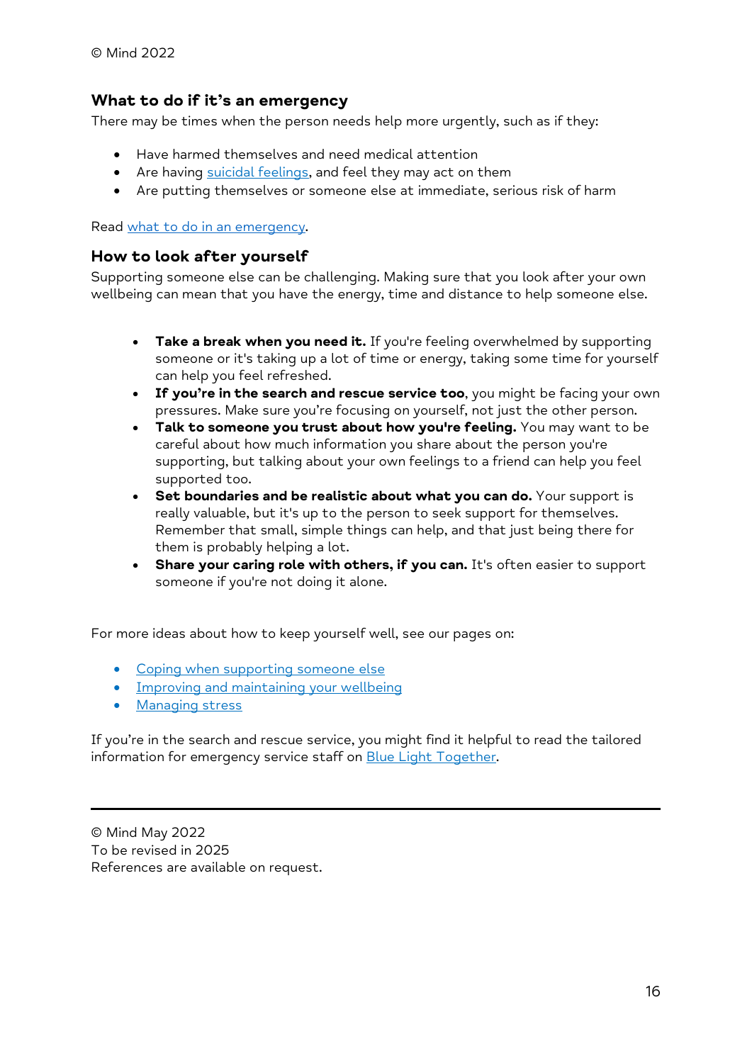© Mind 2022

## What to do if it's an emergency

There may be times when the person needs help more urgently, such as if they:

- Have harmed themselves and need medical attention
- Are having suicidal feelings, and feel they may act on them
- Are putting themselves or someone else at immediate, serious risk of harm

Read what to do in an emergency.

## How to look after yourself

Supporting someone else can be challenging. Making sure that you look after your own wellbeing can mean that you have the energy, time and distance to help someone else.

- **Take a break when you need it.** If you're feeling overwhelmed by supporting someone or it's taking up a lot of time or energy, taking some time for yourself can help you feel refreshed.
- **If you're in the search and rescue service too**, you might be facing your own pressures. Make sure you're focusing on yourself, not just the other person.
- **Talk to someone you trust about how you're feeling.** You may want to be careful about how much information you share about the person you're supporting, but talking about your own feelings to a friend can help you feel supported too.
- **Set boundaries and be realistic about what you can do.** Your support is really valuable, but it's up to the person to seek support for themselves. Remember that small, simple things can help, and that just being there for them is probably helping a lot.
- **Share your caring role with others, if you can.** It's often easier to support someone if you're not doing it alone.

For more ideas about how to keep yourself well, see our pages on:

- Coping when supporting someone else
- Improving and maintaining your wellbeing
- Managing stress

If you're in the search and rescue service, you might find it helpful to read the tailored information for emergency service staff on Blue Light Together.

---

© Mind May 2022
To be revised in 2025
References are available on request.